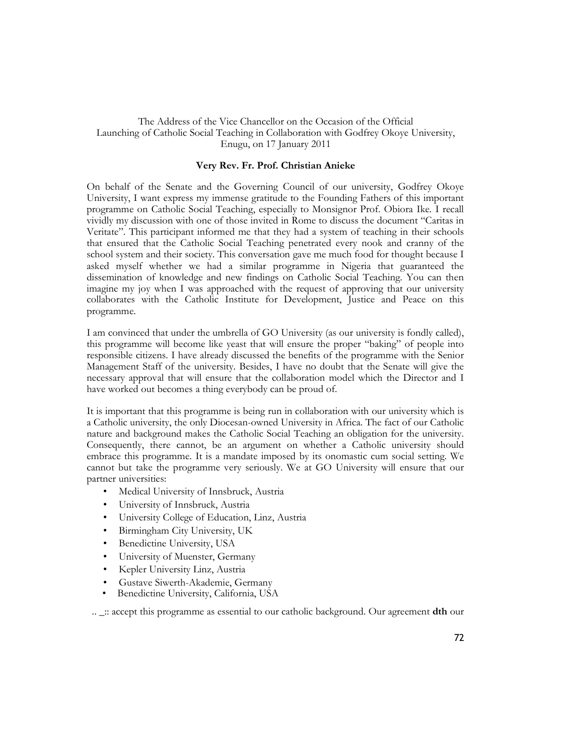The Address of the Vice Chancellor on the Occasion of the Official Launching of Catholic Social Teaching in Collaboration with Godfrey Okoye University, Enugu, on 17 January 2011

**Very Rev. Fr. Prof. Christian Anieke**

On behalf of the Senate and the Governing Council of our university, Godfrey Okoye University, I want express my immense gratitude to the Founding Fathers of this important programme on Catholic Social Teaching, especially to Monsignor Prof. Obiora Ike. I recall vividly my discussion with one of those invited in Rome to discuss the document "Caritas in Veritate". This participant informed me that they had a system of teaching in their schools that ensured that the Catholic Social Teaching penetrated every nook and cranny of the school system and their society. This conversation gave me much food for thought because I asked myself whether we had a similar programme in Nigeria that guaranteed the dissemination of knowledge and new findings on Catholic Social Teaching. You can then imagine my joy when I was approached with the request of approving that our university collaborates with the Catholic Institute for Development, Justice and Peace on this programme.

I am convinced that under the umbrella of GO University (as our university is fondly called), this programme will become like yeast that will ensure the proper "baking" of people into responsible citizens. I have already discussed the benefits of the programme with the Senior Management Staff of the university. Besides, I have no doubt that the Senate will give the necessary approval that will ensure that the collaboration model which the Director and I have worked out becomes a thing everybody can be proud of.

It is important that this programme is being run in collaboration with our university which is a Catholic university, the only Diocesan-owned University in Africa. The fact of our Catholic nature and background makes the Catholic Social Teaching an obligation for the university. Consequently, there cannot, be an argument on whether a Catholic university should embrace this programme. It is a mandate imposed by its onomastic cum social setting. We cannot but take the programme very seriously. We at GO University will ensure that our partner universities:

- Medical University of Innsbruck, Austria
- University of Innsbruck, Austria
- University College of Education, Linz, Austria
- Birmingham City University, UK
- Benedictine University, USA
- University of Muenster, Germany
- Kepler University Linz, Austria
- Gustave Siwerth-Akademie, Germany
- Benedictine University, California, USA

.. _:: accept this programme as essential to our catholic background. Our agreement **dth** our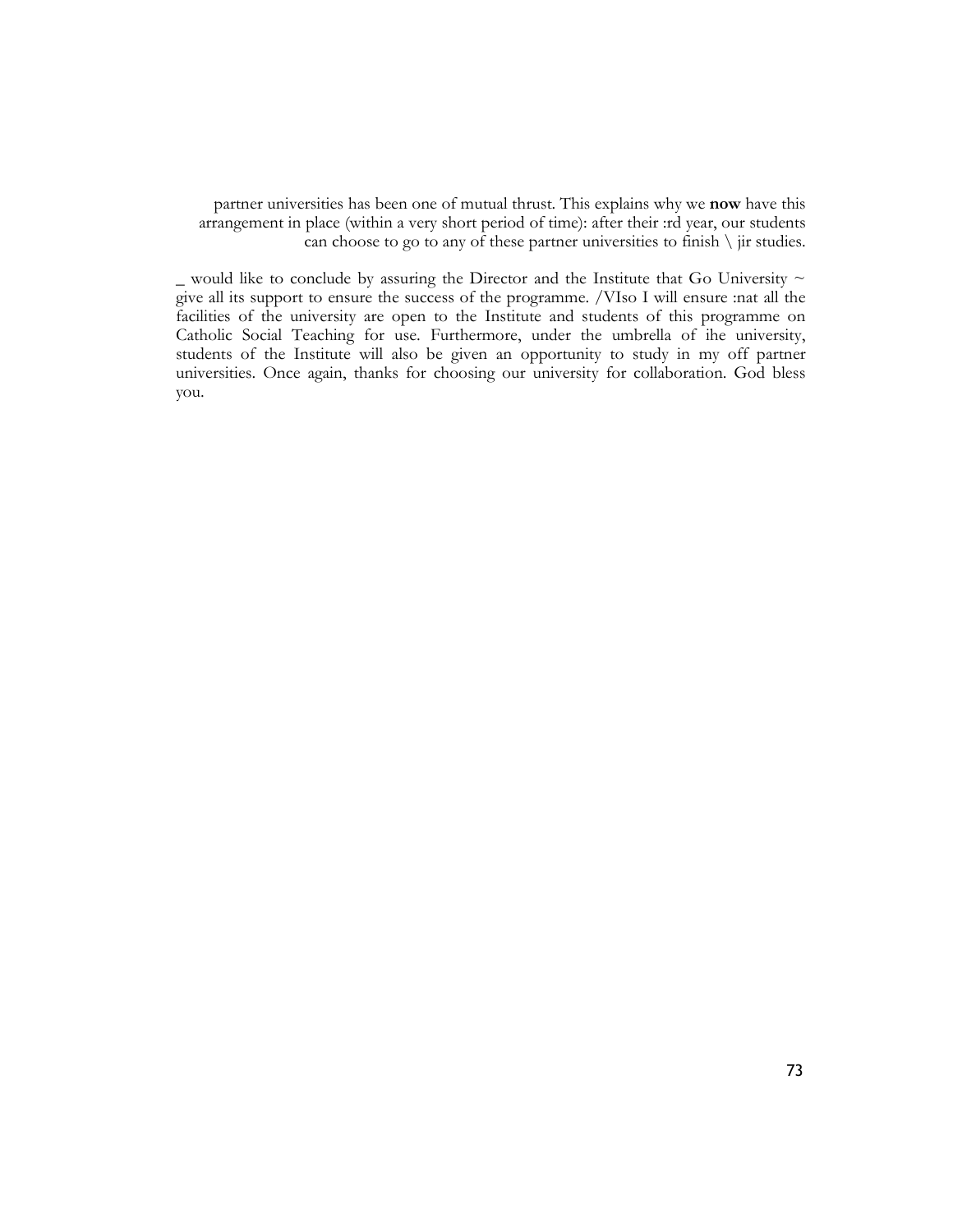partner universities has been one of mutual thrust. This explains why we **now** have this arrangement in place (within a very short period of time): after their :rd year, our students can choose to go to any of these partner universities to finish \ jir studies.

_ would like to conclude by assuring the Director and the Institute that Go University ~ give all its support to ensure the success of the programme. /VIso I will ensure :nat all the facilities of the university are open to the Institute and students of this programme on Catholic Social Teaching for use. Furthermore, under the umbrella of ihe university, students of the Institute will also be given an opportunity to study in my off partner universities. Once again, thanks for choosing our university for collaboration. God bless you.